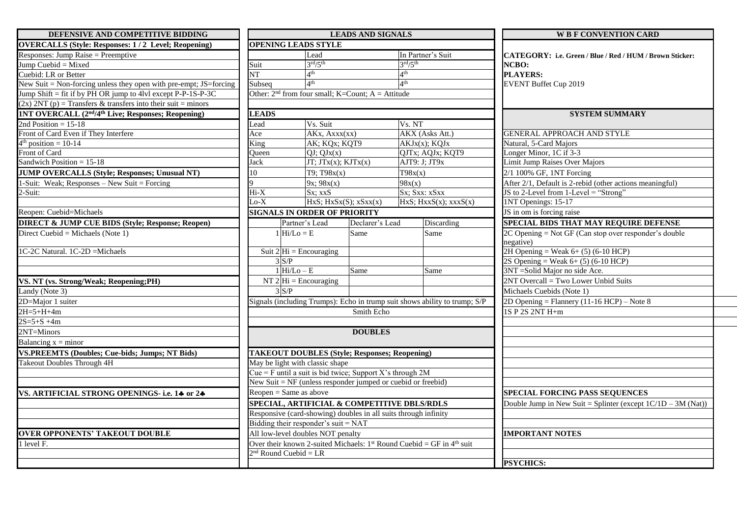## DEFENSIVE AND COMPETITIVE BIDDING

**OVERCALLS (Style: Responses: 1 / 2 Level; Reopening)**

Responses: Jump Raise = Preemptive
Jump Cuebid = Mixed
Cuebid: LR or Better
New Suit = Non-forcing unless they open with pre-empt; JS=forcing
Jump Shift = fit if by PH OR jump to 4lvl except P-P-1S-P-3C
(2x) 2NT (p) = Transfers & transfers into their suit = minors

**1NT OVERCALL (2nd/4th Live; Responses; Reopening)**

2nd Position = 15-18
Front of Card Even if They Interfere
4th position = 10-14
Front of Card
Sandwich Position = 15-18

**JUMP OVERCALLS (Style; Responses; Unusual NT)**

1-Suit: Weak; Responses – New Suit = Forcing
2-Suit:

Reopen: Cuebid=Michaels

**DIRECT & JUMP CUE BIDS (Style; Response; Reopen)**

Direct Cuebid = Michaels (Note 1)

1C-2C Natural. 1C-2D =Michaels

**VS. NT (vs. Strong/Weak; Reopening;PH)**

Landy (Note 3)
2D=Major 1 suiter
2H=5+H+4m
2S=5+S +4m
2NT=Minors
Balancing x = minor

**VS.PREEMTS (Doubles; Cue-bids; Jumps; NT Bids)**

Takeout Doubles Through 4H

**VS. ARTIFICIAL STRONG OPENINGS- i.e. 1♣ or 2♣**

**OVER OPPONENTS' TAKEOUT DOUBLE**

1 level F.

## LEADS AND SIGNALS

**OPENING LEADS STYLE**

| | Lead | In Partner's Suit |
|---|---|---|
| Suit | 3rd/5th | 3rd/5th |
| NT | 4th | 4th |
| Subseq | 4th | 4th |

Other: 2nd from four small; K=Count; A = Attitude

**LEADS**

| Lead | Vs. Suit | Vs. NT |
|---|---|---|
| Ace | AKx, Axxx(xx) | AKX (Asks Att.) |
| King | AK; KQx; KQT9 | AKJx(x); KQJx |
| Queen | QJ; QJx(x) | QJTx; AQJx; KQT9 |
| Jack | JT; JTx(x); KJTx(x) | AJT9: J; JT9x |
| 10 | T9; T98x(x) | T98x(x) |
| 9 | 9x; 98x(x) | 98x(x) |
| Hi-X | Sx; xxS | Sx; Sxx: xSxx |
| Lo-X | HxS; HxSx(S); xSxx(x) | HxS; HxxS(x); xxxS(x) |

**SIGNALS IN ORDER OF PRIORITY**

| | | Partner's Lead | Declarer's Lead | Discarding |
|---|---|---|---|---|
| | 1 | Hi/Lo = E | Same | Same |
| Suit | 2 | Hi = Encouraging | | |
| | 3 | S/P | | |
| | 1 | Hi/Lo – E | Same | Same |
| NT | 2 | Hi = Encouraging | | |
| | 3 | S/P | | |

Signals (including Trumps): Echo in trump suit shows ability to trump; S/P

Smith Echo

## DOUBLES

**TAKEOUT DOUBLES (Style; Responses; Reopening)**

May be light with classic shape
Cue = F until a suit is bid twice; Support X's through 2M
New Suit = NF (unless responder jumped or cuebid or freebid)
Reopen = Same as above

**SPECIAL, ARTIFICIAL & COMPETITIVE DBLS/RDLS**

Responsive (card-showing) doubles in all suits through infinity
Bidding their responder's suit = NAT
All low-level doubles NOT penalty
Over their known 2-suited Michaels: 1st Round Cuebid = GF in 4th suit
2nd Round Cuebid = LR

## W B F CONVENTION CARD

**CATEGORY: i.e. Green / Blue / Red / HUM / Brown Sticker:**
**NCBO:**
**PLAYERS:**
EVENT Buffet Cup 2019

## SYSTEM SUMMARY

GENERAL APPROACH AND STYLE

Natural, 5-Card Majors
Longer Minor, 1C if 3-3
Limit Jump Raises Over Majors
2/1 100% GF, 1NT Forcing
After 2/1, Default is 2-rebid (other actions meaningful)
JS to 2-Level from 1-Level = "Strong"
1NT Openings: 15-17
JS in om is forcing raise

**SPECIAL BIDS THAT MAY REQUIRE DEFENSE**

2C Opening = Not GF (Can stop over responder's double negative)
2H Opening = Weak 6+ (5) (6-10 HCP)
2S Opening = Weak 6+ (5) (6-10 HCP)
3NT =Solid Major no side Ace.
2NT Overcall = Two Lower Unbid Suits
Michaels Cuebids (Note 1)
2D Opening = Flannery (11-16 HCP) – Note 8
1S P 2S 2NT H+m

**SPECIAL FORCING PASS SEQUENCES**

Double Jump in New Suit = Splinter (except 1C/1D – 3M (Nat))

**IMPORTANT NOTES**

**PSYCHICS:**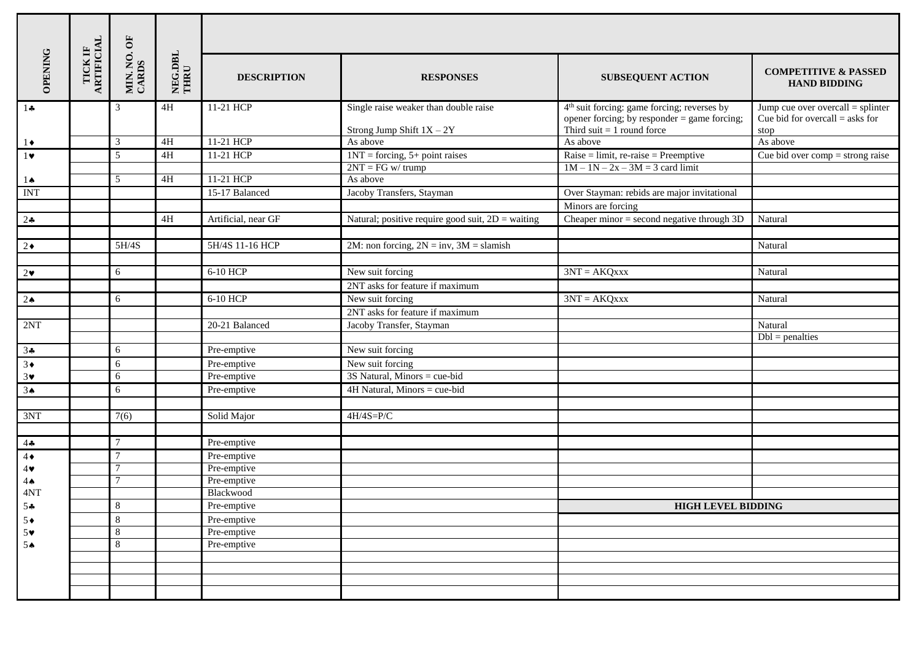| OPENING | TICK IF ARTIFICIAL | MIN. NO. OF CARDS | NEG.DBL THRU | DESCRIPTION | RESPONSES | SUBSEQUENT ACTION | COMPETITIVE & PASSED HAND BIDDING |
|---|---|---|---|---|---|---|---|
| 1♣ | | 3 | 4H | 11-21 HCP | Single raise weaker than double raise<br>Strong Jump Shift 1X – 2Y | 4th suit forcing: game forcing; reverses by opener forcing; by responder = game forcing; Third suit = 1 round force | Jump cue over overcall = splinter<br>Cue bid for overcall = asks for stop |
| 1♦ | | 3 | 4H | 11-21 HCP | As above | As above | As above |
| 1♥ | | 5 | 4H | 11-21 HCP | 1NT = forcing, 5+ point raises | Raise = limit, re-raise = Preemptive | Cue bid over comp = strong raise |
| | | | | | 2NT = FG w/ trump | 1M – 1N – 2x – 3M = 3 card limit | |
| 1♠ | | 5 | 4H | 11-21 HCP | As above | | |
| INT | | | | 15-17 Balanced | Jacoby Transfers, Stayman | Over Stayman: rebids are major invitational | |
| | | | | | | Minors are forcing | |
| 2♣ | | | 4H | Artificial, near GF | Natural; positive require good suit, 2D = waiting | Cheaper minor = second negative through 3D | Natural |
| | | | | | | | |
| 2♦ | | 5H/4S | | 5H/4S 11-16 HCP | 2M: non forcing, 2N = inv, 3M = slamish | | Natural |
| | | | | | | | |
| 2♥ | | 6 | | 6-10 HCP | New suit forcing | 3NT = AKQxxx | Natural |
| | | | | | 2NT asks for feature if maximum | | |
| 2♠ | | 6 | | 6-10 HCP | New suit forcing | 3NT = AKQxxx | Natural |
| | | | | | 2NT asks for feature if maximum | | |
| 2NT | | | | 20-21 Balanced | Jacoby Transfer, Stayman | | Natural |
| | | | | | | | Dbl = penalties |
| 3♣ | | 6 | | Pre-emptive | New suit forcing | | |
| 3♦ | | 6 | | Pre-emptive | New suit forcing | | |
| 3♥ | | 6 | | Pre-emptive | 3S Natural, Minors = cue-bid | | |
| 3♠ | | 6 | | Pre-emptive | 4H Natural, Minors = cue-bid | | |
| | | | | | | | |
| 3NT | | 7(6) | | Solid Major | 4H/4S=P/C | | |
| | | | | | | | |
| 4♣ | | 7 | | Pre-emptive | | | |
| 4♦ | | 7 | | Pre-emptive | | | |
| 4♥ | | 7 | | Pre-emptive | | | |
| 4♠ | | 7 | | Pre-emptive | | | |
| 4NT | | | | Blackwood | | | |
| 5♣ | | 8 | | Pre-emptive | | **HIGH LEVEL BIDDING** | |
| 5♦ | | 8 | | Pre-emptive | | | |
| 5♥ | | 8 | | Pre-emptive | | | |
| 5♠ | | 8 | | Pre-emptive | | | |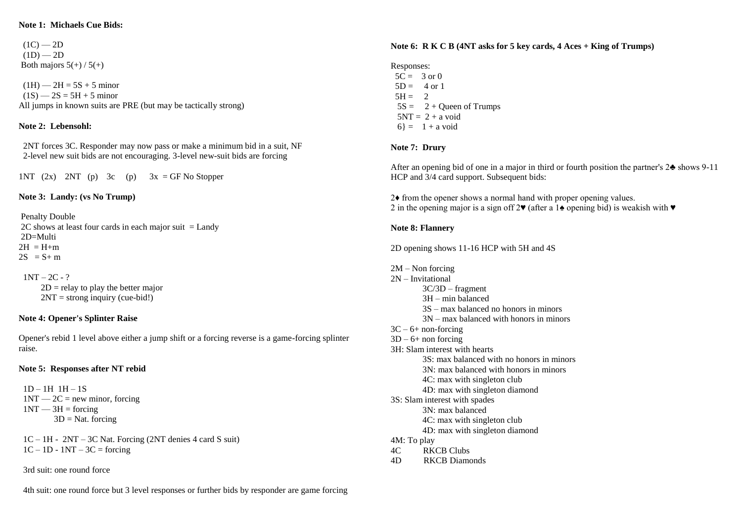**Note 1: Michaels Cue Bids:**

(1C) — 2D
(1D) — 2D
Both majors 5(+) / 5(+)

(1H) — 2H = 5S + 5 minor
(1S) — 2S = 5H + 5 minor
All jumps in known suits are PRE (but may be tactically strong)

**Note 2: Lebensohl:**

2NT forces 3C. Responder may now pass or make a minimum bid in a suit, NF
2-level new suit bids are not encouraging. 3-level new-suit bids are forcing

1NT (2x) 2NT (p) 3c (p) 3x = GF No Stopper

**Note 3: Landy: (vs No Trump)**

Penalty Double
2C shows at least four cards in each major suit = Landy
2D=Multi
2H = H+m
2S = S+ m

1NT – 2C - ?
2D = relay to play the better major
2NT = strong inquiry (cue-bid!)

**Note 4: Opener's Splinter Raise**

Opener's rebid 1 level above either a jump shift or a forcing reverse is a game-forcing splinter raise.

**Note 5: Responses after NT rebid**

1D – 1H 1H – 1S
1NT — 2C = new minor, forcing
1NT — 3H = forcing
3D = Nat. forcing

1C – 1H - 2NT – 3C Nat. Forcing (2NT denies 4 card S suit)
1C – 1D - 1NT – 3C = forcing

3rd suit: one round force

4th suit: one round force but 3 level responses or further bids by responder are game forcing

**Note 6: R K C B (4NT asks for 5 key cards, 4 Aces + King of Trumps)**

Responses:
5C = 3 or 0
5D = 4 or 1
5H = 2
5S = 2 + Queen of Trumps
5NT = 2 + a void
6} = 1 + a void

**Note 7: Drury**

After an opening bid of one in a major in third or fourth position the partner's 2♣ shows 9-11 HCP and 3/4 card support. Subsequent bids:

2♦ from the opener shows a normal hand with proper opening values.
2 in the opening major is a sign off 2♥ (after a 1♠ opening bid) is weakish with ♥

**Note 8: Flannery**

2D opening shows 11-16 HCP with 5H and 4S

2M – Non forcing
2N – Invitational
- 3C/3D – fragment
- 3H – min balanced
- 3S – max balanced no honors in minors
- 3N – max balanced with honors in minors

3C – 6+ non-forcing
3D – 6+ non forcing
3H: Slam interest with hearts
- 3S: max balanced with no honors in minors
- 3N: max balanced with honors in minors
- 4C: max with singleton club
- 4D: max with singleton diamond

3S: Slam interest with spades
- 3N: max balanced
- 4C: max with singleton club
- 4D: max with singleton diamond

4M: To play
4C RKCB Clubs
4D RKCB Diamonds